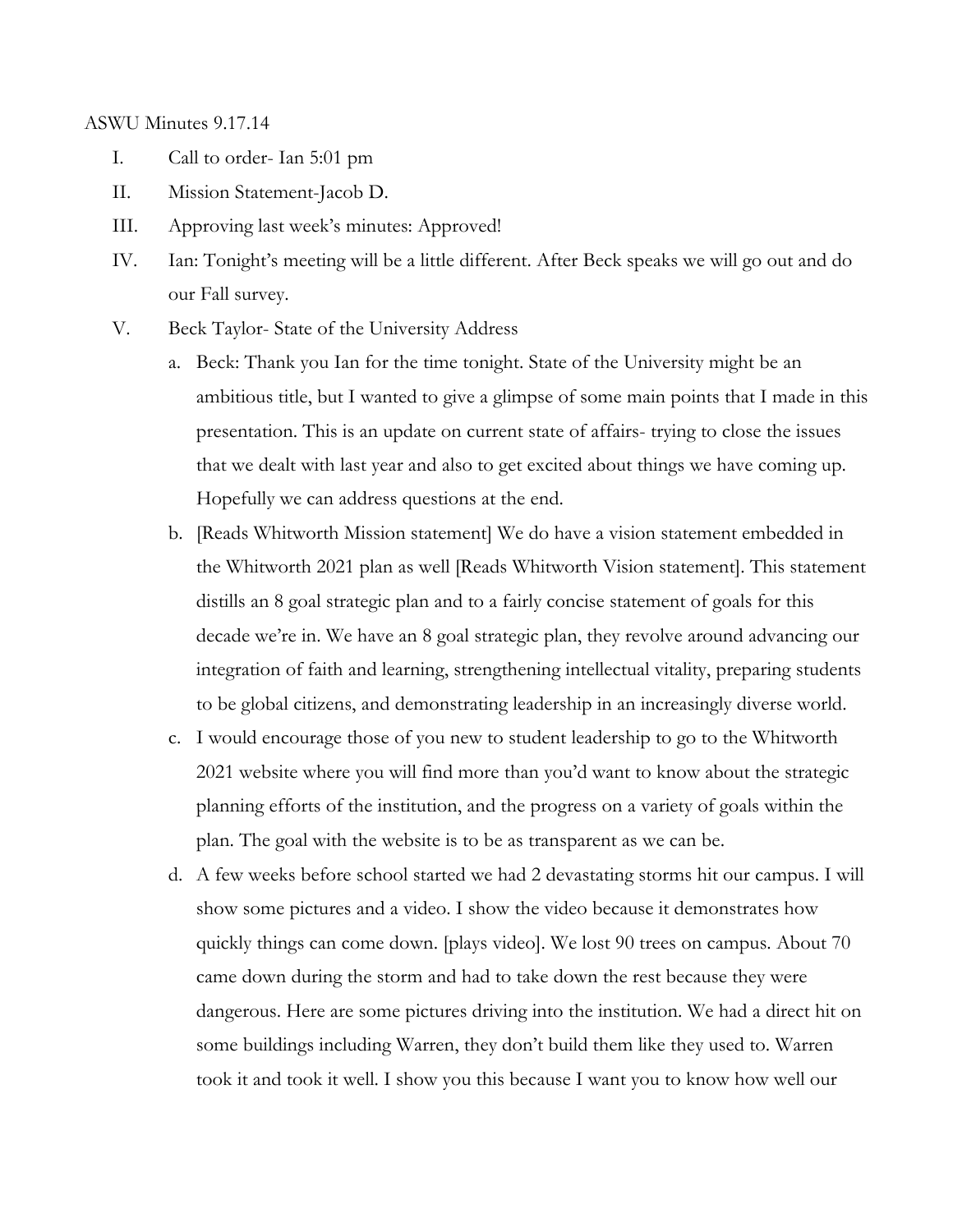ASWU Minutes 9.17.14

I. Call to order- Ian 5:01 pm

II. Mission Statement-Jacob D.

III. Approving last week's minutes: Approved!

IV. Ian: Tonight's meeting will be a little different. After Beck speaks we will go out and do our Fall survey.

V. Beck Taylor- State of the University Address

   a. Beck: Thank you Ian for the time tonight. State of the University might be an ambitious title, but I wanted to give a glimpse of some main points that I made in this presentation. This is an update on current state of affairs- trying to close the issues that we dealt with last year and also to get excited about things we have coming up. Hopefully we can address questions at the end.

   b. [Reads Whitworth Mission statement] We do have a vision statement embedded in the Whitworth 2021 plan as well [Reads Whitworth Vision statement]. This statement distills an 8 goal strategic plan and to a fairly concise statement of goals for this decade we're in. We have an 8 goal strategic plan, they revolve around advancing our integration of faith and learning, strengthening intellectual vitality, preparing students to be global citizens, and demonstrating leadership in an increasingly diverse world.

   c. I would encourage those of you new to student leadership to go to the Whitworth 2021 website where you will find more than you'd want to know about the strategic planning efforts of the institution, and the progress on a variety of goals within the plan. The goal with the website is to be as transparent as we can be.

   d. A few weeks before school started we had 2 devastating storms hit our campus. I will show some pictures and a video. I show the video because it demonstrates how quickly things can come down. [plays video]. We lost 90 trees on campus. About 70 came down during the storm and had to take down the rest because they were dangerous. Here are some pictures driving into the institution. We had a direct hit on some buildings including Warren, they don't build them like they used to. Warren took it and took it well. I show you this because I want you to know how well our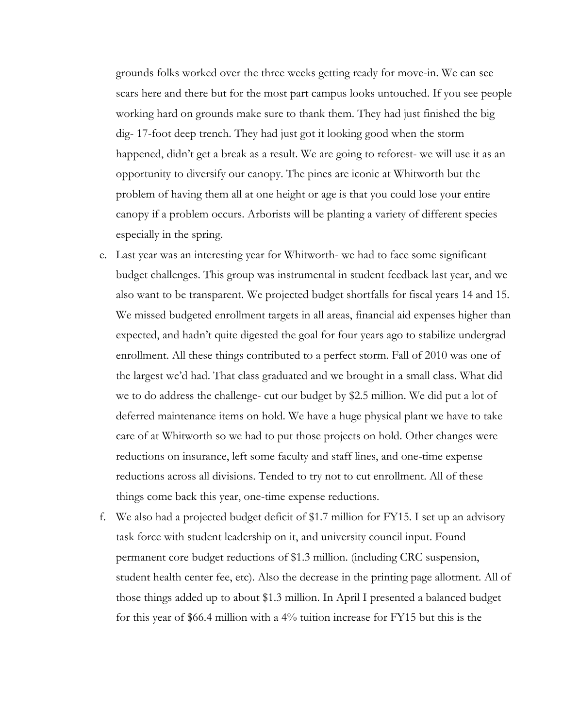grounds folks worked over the three weeks getting ready for move-in. We can see scars here and there but for the most part campus looks untouched. If you see people working hard on grounds make sure to thank them. They had just finished the big dig- 17-foot deep trench. They had just got it looking good when the storm happened, didn't get a break as a result. We are going to reforest- we will use it as an opportunity to diversify our canopy. The pines are iconic at Whitworth but the problem of having them all at one height or age is that you could lose your entire canopy if a problem occurs. Arborists will be planting a variety of different species especially in the spring.

e. Last year was an interesting year for Whitworth- we had to face some significant budget challenges. This group was instrumental in student feedback last year, and we also want to be transparent. We projected budget shortfalls for fiscal years 14 and 15. We missed budgeted enrollment targets in all areas, financial aid expenses higher than expected, and hadn't quite digested the goal for four years ago to stabilize undergrad enrollment. All these things contributed to a perfect storm. Fall of 2010 was one of the largest we'd had. That class graduated and we brought in a small class. What did we to do address the challenge- cut our budget by $2.5 million. We did put a lot of deferred maintenance items on hold. We have a huge physical plant we have to take care of at Whitworth so we had to put those projects on hold. Other changes were reductions on insurance, left some faculty and staff lines, and one-time expense reductions across all divisions. Tended to try not to cut enrollment. All of these things come back this year, one-time expense reductions.

f. We also had a projected budget deficit of $1.7 million for FY15. I set up an advisory task force with student leadership on it, and university council input. Found permanent core budget reductions of $1.3 million. (including CRC suspension, student health center fee, etc). Also the decrease in the printing page allotment. All of those things added up to about $1.3 million. In April I presented a balanced budget for this year of $66.4 million with a 4% tuition increase for FY15 but this is the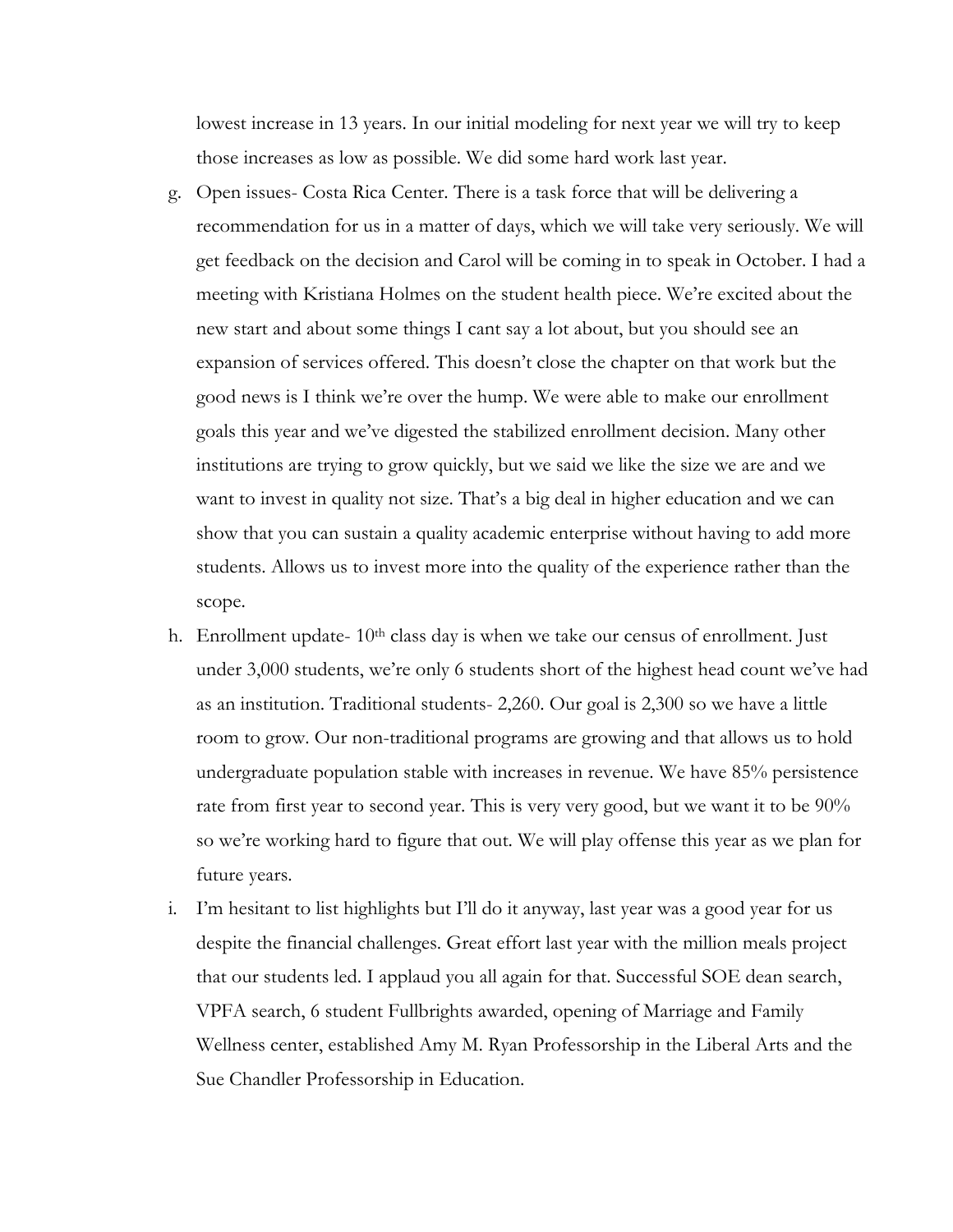lowest increase in 13 years. In our initial modeling for next year we will try to keep those increases as low as possible. We did some hard work last year.

g. Open issues- Costa Rica Center. There is a task force that will be delivering a recommendation for us in a matter of days, which we will take very seriously. We will get feedback on the decision and Carol will be coming in to speak in October. I had a meeting with Kristiana Holmes on the student health piece. We're excited about the new start and about some things I cant say a lot about, but you should see an expansion of services offered. This doesn't close the chapter on that work but the good news is I think we're over the hump. We were able to make our enrollment goals this year and we've digested the stabilized enrollment decision. Many other institutions are trying to grow quickly, but we said we like the size we are and we want to invest in quality not size. That's a big deal in higher education and we can show that you can sustain a quality academic enterprise without having to add more students. Allows us to invest more into the quality of the experience rather than the scope.

h. Enrollment update- 10th class day is when we take our census of enrollment. Just under 3,000 students, we're only 6 students short of the highest head count we've had as an institution. Traditional students- 2,260. Our goal is 2,300 so we have a little room to grow. Our non-traditional programs are growing and that allows us to hold undergraduate population stable with increases in revenue. We have 85% persistence rate from first year to second year. This is very very good, but we want it to be 90% so we're working hard to figure that out. We will play offense this year as we plan for future years.

i. I'm hesitant to list highlights but I'll do it anyway, last year was a good year for us despite the financial challenges. Great effort last year with the million meals project that our students led. I applaud you all again for that. Successful SOE dean search, VPFA search, 6 student Fullbrights awarded, opening of Marriage and Family Wellness center, established Amy M. Ryan Professorship in the Liberal Arts and the Sue Chandler Professorship in Education.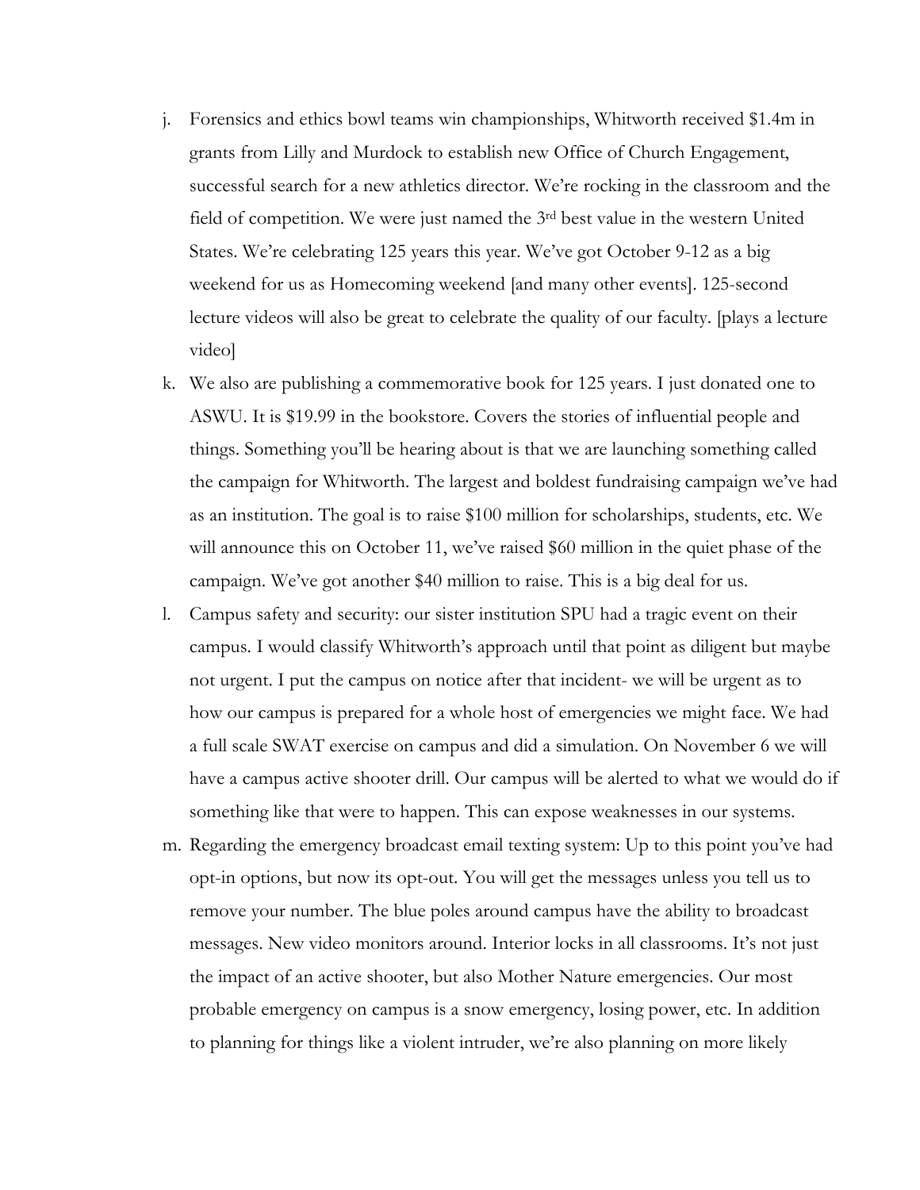j. Forensics and ethics bowl teams win championships, Whitworth received $1.4m in grants from Lilly and Murdock to establish new Office of Church Engagement, successful search for a new athletics director. We're rocking in the classroom and the field of competition. We were just named the 3rd best value in the western United States. We're celebrating 125 years this year. We've got October 9-12 as a big weekend for us as Homecoming weekend [and many other events]. 125-second lecture videos will also be great to celebrate the quality of our faculty. [plays a lecture video]

k. We also are publishing a commemorative book for 125 years. I just donated one to ASWU. It is $19.99 in the bookstore. Covers the stories of influential people and things. Something you'll be hearing about is that we are launching something called the campaign for Whitworth. The largest and boldest fundraising campaign we've had as an institution. The goal is to raise $100 million for scholarships, students, etc. We will announce this on October 11, we've raised $60 million in the quiet phase of the campaign. We've got another $40 million to raise. This is a big deal for us.

l. Campus safety and security: our sister institution SPU had a tragic event on their campus. I would classify Whitworth's approach until that point as diligent but maybe not urgent. I put the campus on notice after that incident- we will be urgent as to how our campus is prepared for a whole host of emergencies we might face. We had a full scale SWAT exercise on campus and did a simulation. On November 6 we will have a campus active shooter drill. Our campus will be alerted to what we would do if something like that were to happen. This can expose weaknesses in our systems.

m. Regarding the emergency broadcast email texting system: Up to this point you've had opt-in options, but now its opt-out. You will get the messages unless you tell us to remove your number. The blue poles around campus have the ability to broadcast messages. New video monitors around. Interior locks in all classrooms. It's not just the impact of an active shooter, but also Mother Nature emergencies. Our most probable emergency on campus is a snow emergency, losing power, etc. In addition to planning for things like a violent intruder, we're also planning on more likely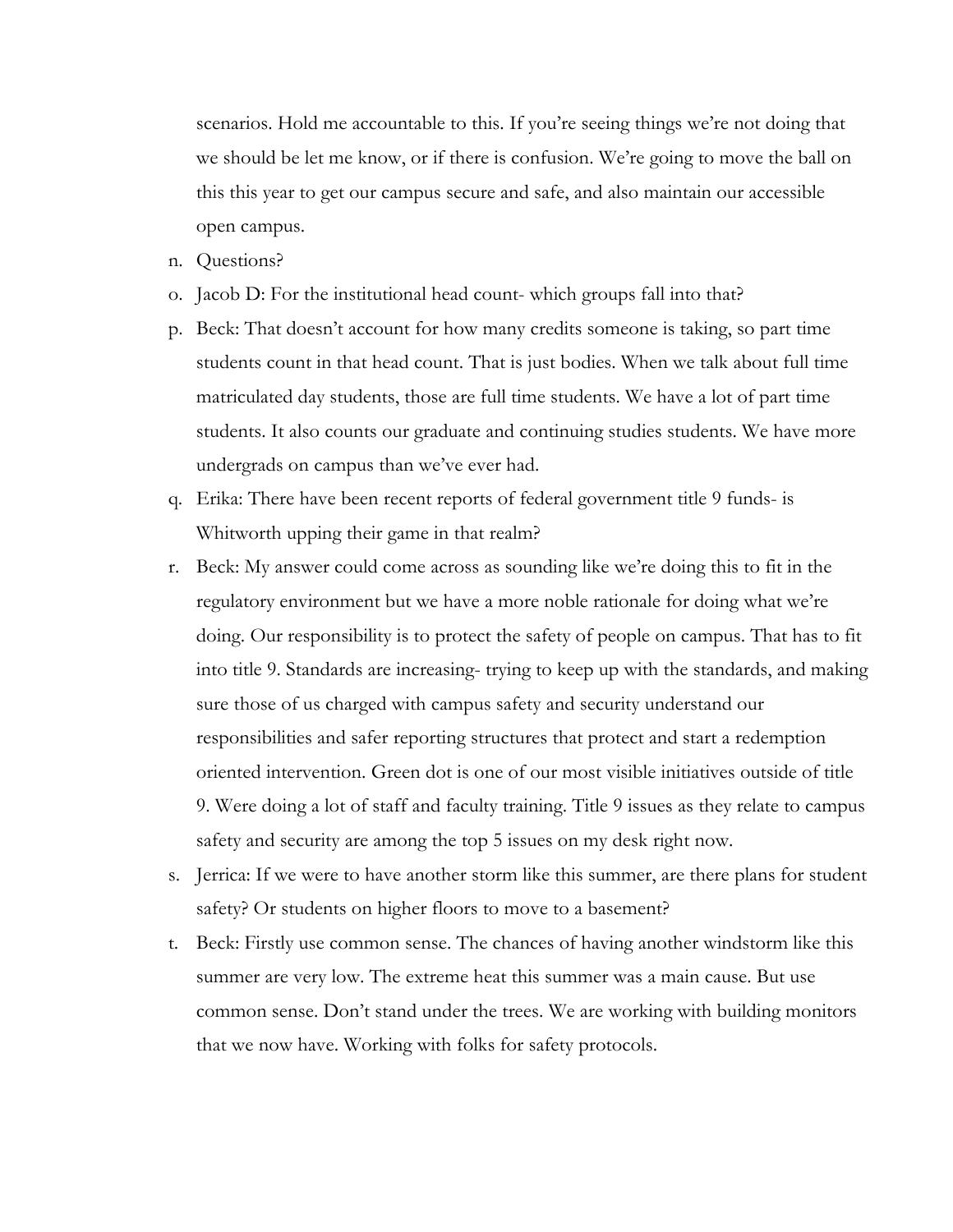scenarios. Hold me accountable to this. If you're seeing things we're not doing that we should be let me know, or if there is confusion. We're going to move the ball on this this year to get our campus secure and safe, and also maintain our accessible open campus.

n. Questions?
o. Jacob D: For the institutional head count- which groups fall into that?
p. Beck: That doesn't account for how many credits someone is taking, so part time students count in that head count. That is just bodies. When we talk about full time matriculated day students, those are full time students. We have a lot of part time students. It also counts our graduate and continuing studies students. We have more undergrads on campus than we've ever had.
q. Erika: There have been recent reports of federal government title 9 funds- is Whitworth upping their game in that realm?
r. Beck: My answer could come across as sounding like we're doing this to fit in the regulatory environment but we have a more noble rationale for doing what we're doing. Our responsibility is to protect the safety of people on campus. That has to fit into title 9. Standards are increasing- trying to keep up with the standards, and making sure those of us charged with campus safety and security understand our responsibilities and safer reporting structures that protect and start a redemption oriented intervention. Green dot is one of our most visible initiatives outside of title 9. Were doing a lot of staff and faculty training. Title 9 issues as they relate to campus safety and security are among the top 5 issues on my desk right now.
s. Jerrica: If we were to have another storm like this summer, are there plans for student safety? Or students on higher floors to move to a basement?
t. Beck: Firstly use common sense. The chances of having another windstorm like this summer are very low. The extreme heat this summer was a main cause. But use common sense. Don't stand under the trees. We are working with building monitors that we now have. Working with folks for safety protocols.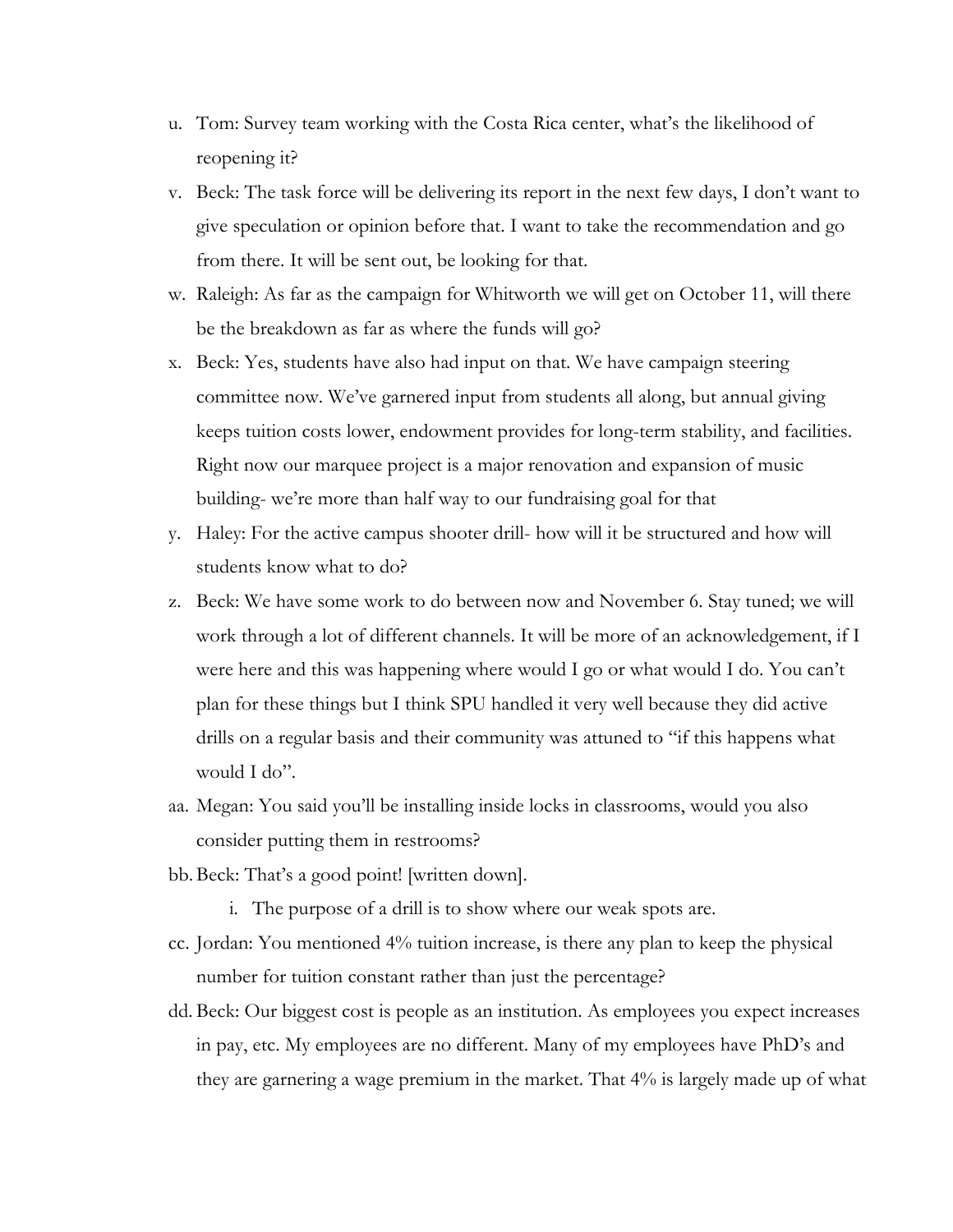u. Tom: Survey team working with the Costa Rica center, what's the likelihood of reopening it?

v. Beck: The task force will be delivering its report in the next few days, I don't want to give speculation or opinion before that. I want to take the recommendation and go from there. It will be sent out, be looking for that.

w. Raleigh: As far as the campaign for Whitworth we will get on October 11, will there be the breakdown as far as where the funds will go?

x. Beck: Yes, students have also had input on that. We have campaign steering committee now. We've garnered input from students all along, but annual giving keeps tuition costs lower, endowment provides for long-term stability, and facilities. Right now our marquee project is a major renovation and expansion of music building- we're more than half way to our fundraising goal for that

y. Haley: For the active campus shooter drill- how will it be structured and how will students know what to do?

z. Beck: We have some work to do between now and November 6. Stay tuned; we will work through a lot of different channels. It will be more of an acknowledgement, if I were here and this was happening where would I go or what would I do. You can't plan for these things but I think SPU handled it very well because they did active drills on a regular basis and their community was attuned to "if this happens what would I do".

aa. Megan: You said you'll be installing inside locks in classrooms, would you also consider putting them in restrooms?

bb. Beck: That's a good point! [written down].

   i. The purpose of a drill is to show where our weak spots are.

cc. Jordan: You mentioned 4% tuition increase, is there any plan to keep the physical number for tuition constant rather than just the percentage?

dd. Beck: Our biggest cost is people as an institution. As employees you expect increases in pay, etc. My employees are no different. Many of my employees have PhD's and they are garnering a wage premium in the market. That 4% is largely made up of what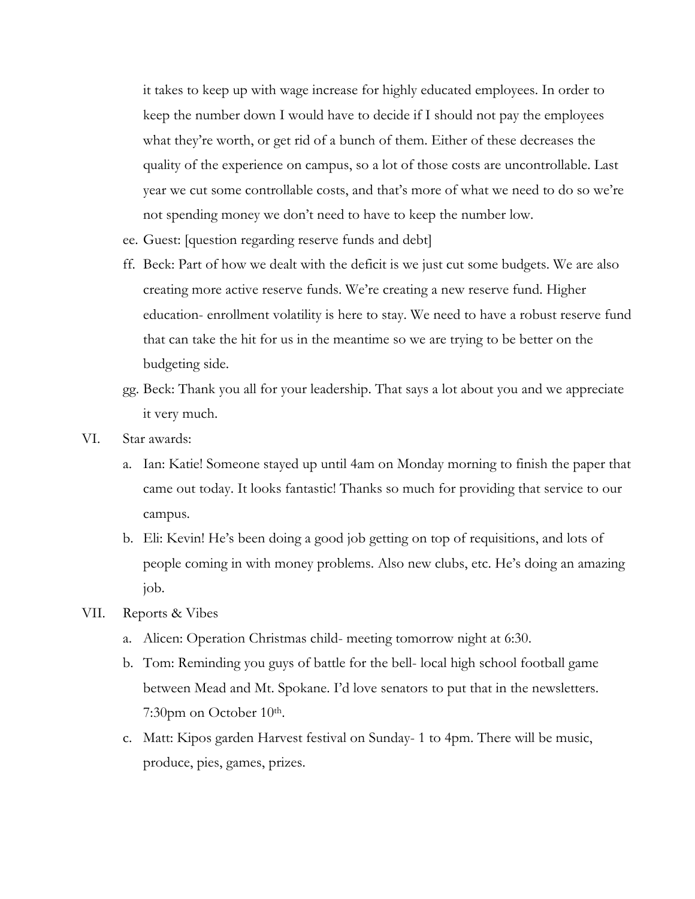it takes to keep up with wage increase for highly educated employees. In order to keep the number down I would have to decide if I should not pay the employees what they're worth, or get rid of a bunch of them. Either of these decreases the quality of the experience on campus, so a lot of those costs are uncontrollable. Last year we cut some controllable costs, and that's more of what we need to do so we're not spending money we don't need to have to keep the number low.

ee. Guest: [question regarding reserve funds and debt]

ff. Beck: Part of how we dealt with the deficit is we just cut some budgets. We are also creating more active reserve funds. We're creating a new reserve fund. Higher education- enrollment volatility is here to stay. We need to have a robust reserve fund that can take the hit for us in the meantime so we are trying to be better on the budgeting side.

gg. Beck: Thank you all for your leadership. That says a lot about you and we appreciate it very much.

VI. Star awards:

a. Ian: Katie! Someone stayed up until 4am on Monday morning to finish the paper that came out today. It looks fantastic! Thanks so much for providing that service to our campus.

b. Eli: Kevin! He's been doing a good job getting on top of requisitions, and lots of people coming in with money problems. Also new clubs, etc. He's doing an amazing job.

VII. Reports & Vibes

a. Alicen: Operation Christmas child- meeting tomorrow night at 6:30.

b. Tom: Reminding you guys of battle for the bell- local high school football game between Mead and Mt. Spokane. I'd love senators to put that in the newsletters. 7:30pm on October 10th.

c. Matt: Kipos garden Harvest festival on Sunday- 1 to 4pm. There will be music, produce, pies, games, prizes.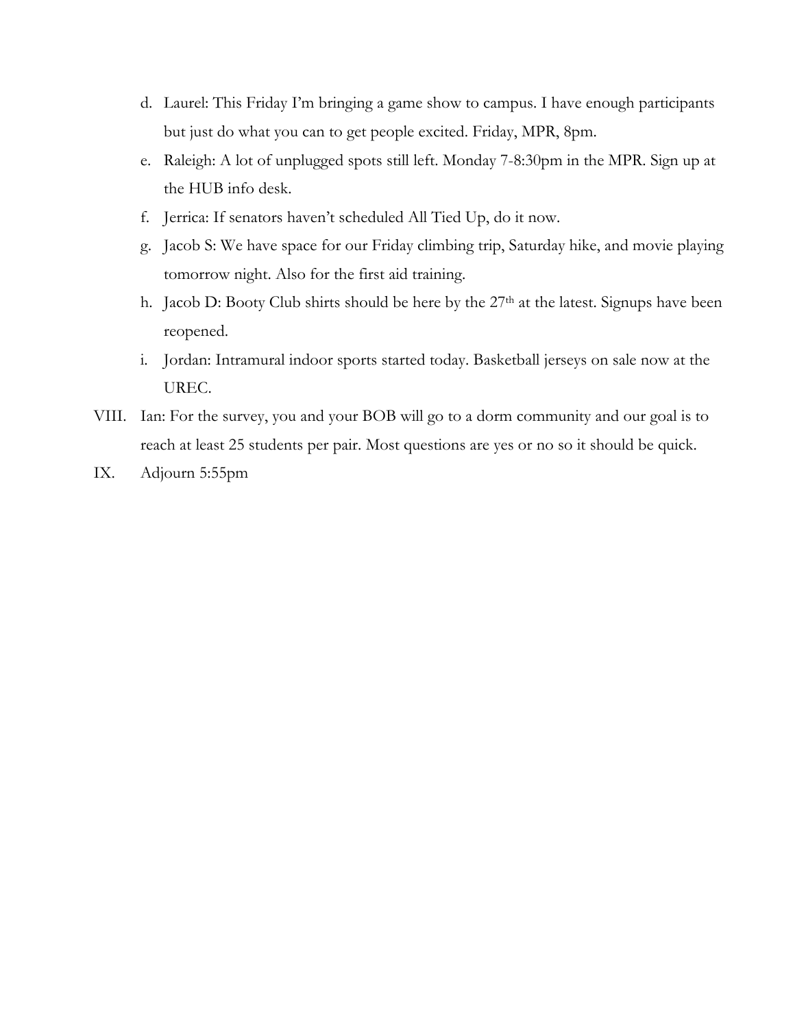d. Laurel: This Friday I'm bringing a game show to campus. I have enough participants but just do what you can to get people excited. Friday, MPR, 8pm.
e. Raleigh: A lot of unplugged spots still left. Monday 7-8:30pm in the MPR. Sign up at the HUB info desk.
f. Jerrica: If senators haven't scheduled All Tied Up, do it now.
g. Jacob S: We have space for our Friday climbing trip, Saturday hike, and movie playing tomorrow night. Also for the first aid training.
h. Jacob D: Booty Club shirts should be here by the 27th at the latest. Signups have been reopened.
i. Jordan: Intramural indoor sports started today. Basketball jerseys on sale now at the UREC.

VIII. Ian: For the survey, you and your BOB will go to a dorm community and our goal is to reach at least 25 students per pair. Most questions are yes or no so it should be quick.

IX. Adjourn 5:55pm